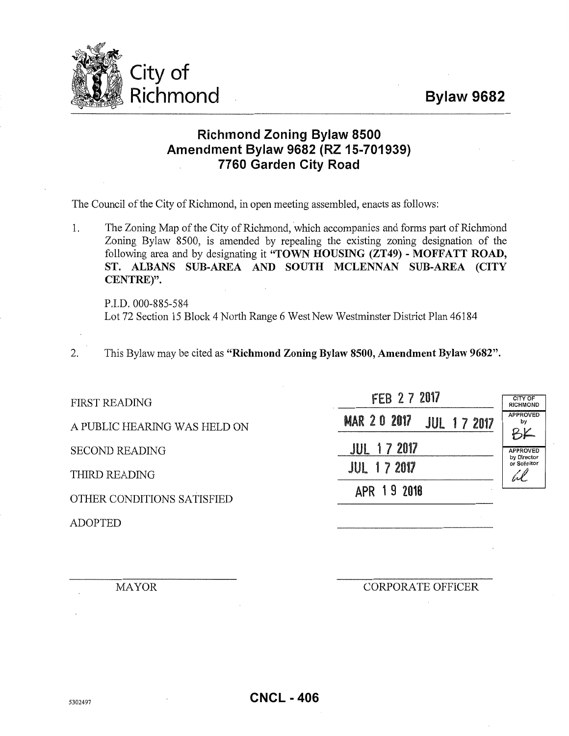City of Richmond

**Bylaw 9682**

## Richmond Zoning Bylaw 8500
## Amendment Bylaw 9682 (RZ 15-701939)
## 7760 Garden City Road

The Council of the City of Richmond, in open meeting assembled, enacts as follows:

1. The Zoning Map of the City of Richmond, which accompanies and forms part of Richmond Zoning Bylaw 8500, is amended by repealing the existing zoning designation of the following area and by designating it **"TOWN HOUSING (ZT49) - MOFFATT ROAD, ST. ALBANS SUB-AREA AND SOUTH MCLENNAN SUB-AREA (CITY CENTRE)"**.

   P.I.D. 000-885-584
   Lot 72 Section 15 Block 4 North Range 6 West New Westminster District Plan 46184

2. This Bylaw may be cited as **"Richmond Zoning Bylaw 8500, Amendment Bylaw 9682"**.

| | |
|---|---|
| FIRST READING | FEB 2 7 2017 |
| A PUBLIC HEARING WAS HELD ON | MAR 2 0 2017 JUL 1 7 2017 |
| SECOND READING | JUL 1 7 2017 |
| THIRD READING | JUL 1 7 2017 |
| OTHER CONDITIONS SATISFIED | APR 1 9 2018 |
| ADOPTED | |

| CITY OF RICHMOND |
|---|
| APPROVED by BK |
| APPROVED by Director or Solicitor |

MAYOR

CORPORATE OFFICER

5302497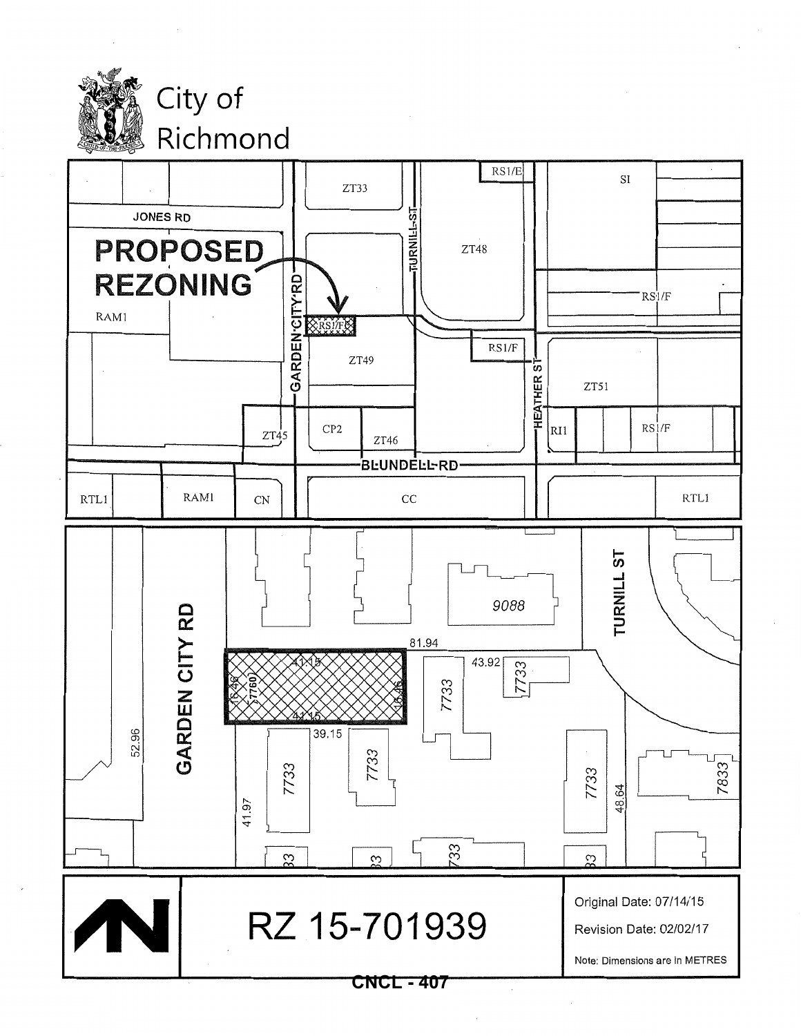City of Richmond

JONES RD

PROPOSED REZONING

RAM1

ZT33

TURNILL ST

ZT48

RS1/E

SI

RS1/F

GARDEN CITY RD

RS1/F

ZT49

RS1/F

HEATHER ST

ZT51

ZT45

CP2

ZT46

RI1

RS1/F

BLUNDELL RD

RTL1

RAM1

CN

CC

RTL1

GARDEN CITY RD

52.96

9088

TURNILL ST

81.94

41.15

43.92

16.46

7760

16.46

7733

7733

41.15

39.15

7733

7733

7733

7733

7833

41.97

48.64

33

33

733

33

RZ 15-701939

Original Date: 07/14/15

Revision Date: 02/02/17

Note: Dimensions are in METRES